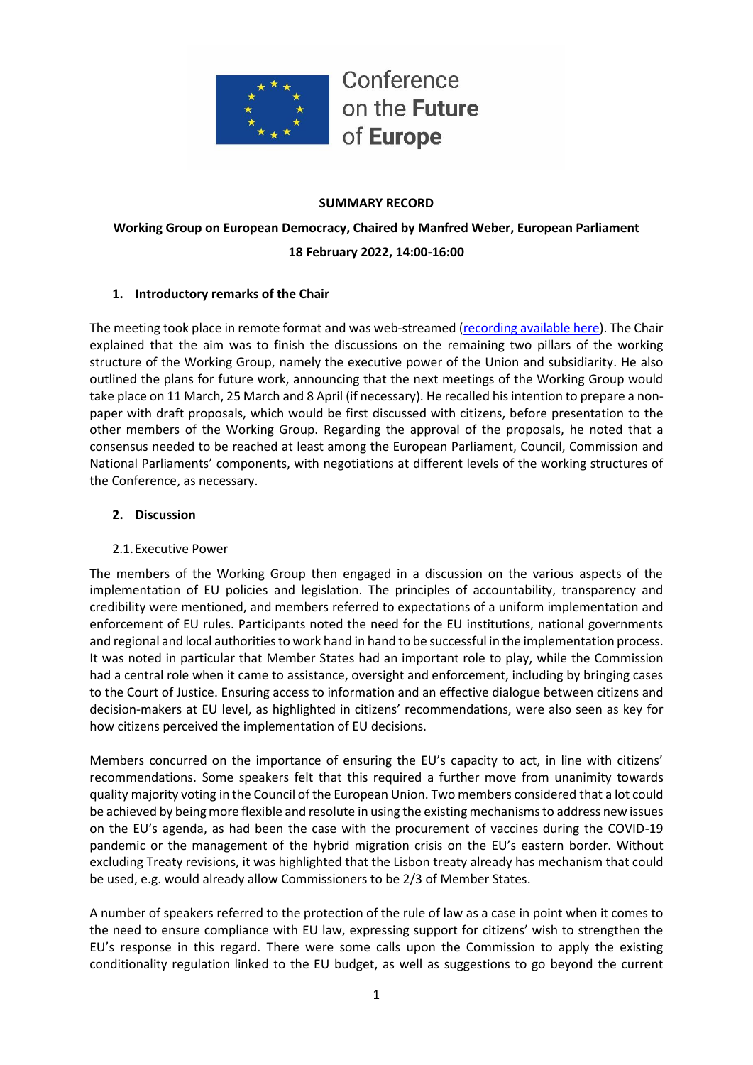Conference on the **Future** of **Europe**

**SUMMARY RECORD**

**Working Group on European Democracy, Chaired by Manfred Weber, European Parliament**

**18 February 2022, 14:00-16:00**

## 1. Introductory remarks of the Chair

The meeting took place in remote format and was web-streamed ([recording available here]). The Chair explained that the aim was to finish the discussions on the remaining two pillars of the working structure of the Working Group, namely the executive power of the Union and subsidiarity. He also outlined the plans for future work, announcing that the next meetings of the Working Group would take place on 11 March, 25 March and 8 April (if necessary). He recalled his intention to prepare a non-paper with draft proposals, which would be first discussed with citizens, before presentation to the other members of the Working Group. Regarding the approval of the proposals, he noted that a consensus needed to be reached at least among the European Parliament, Council, Commission and National Parliaments' components, with negotiations at different levels of the working structures of the Conference, as necessary.

## 2. Discussion

### 2.1. Executive Power

The members of the Working Group then engaged in a discussion on the various aspects of the implementation of EU policies and legislation. The principles of accountability, transparency and credibility were mentioned, and members referred to expectations of a uniform implementation and enforcement of EU rules. Participants noted the need for the EU institutions, national governments and regional and local authorities to work hand in hand to be successful in the implementation process. It was noted in particular that Member States had an important role to play, while the Commission had a central role when it came to assistance, oversight and enforcement, including by bringing cases to the Court of Justice. Ensuring access to information and an effective dialogue between citizens and decision-makers at EU level, as highlighted in citizens' recommendations, were also seen as key for how citizens perceived the implementation of EU decisions.

Members concurred on the importance of ensuring the EU's capacity to act, in line with citizens' recommendations. Some speakers felt that this required a further move from unanimity towards quality majority voting in the Council of the European Union. Two members considered that a lot could be achieved by being more flexible and resolute in using the existing mechanisms to address new issues on the EU's agenda, as had been the case with the procurement of vaccines during the COVID-19 pandemic or the management of the hybrid migration crisis on the EU's eastern border. Without excluding Treaty revisions, it was highlighted that the Lisbon treaty already has mechanism that could be used, e.g. would already allow Commissioners to be 2/3 of Member States.

A number of speakers referred to the protection of the rule of law as a case in point when it comes to the need to ensure compliance with EU law, expressing support for citizens' wish to strengthen the EU's response in this regard. There were some calls upon the Commission to apply the existing conditionality regulation linked to the EU budget, as well as suggestions to go beyond the current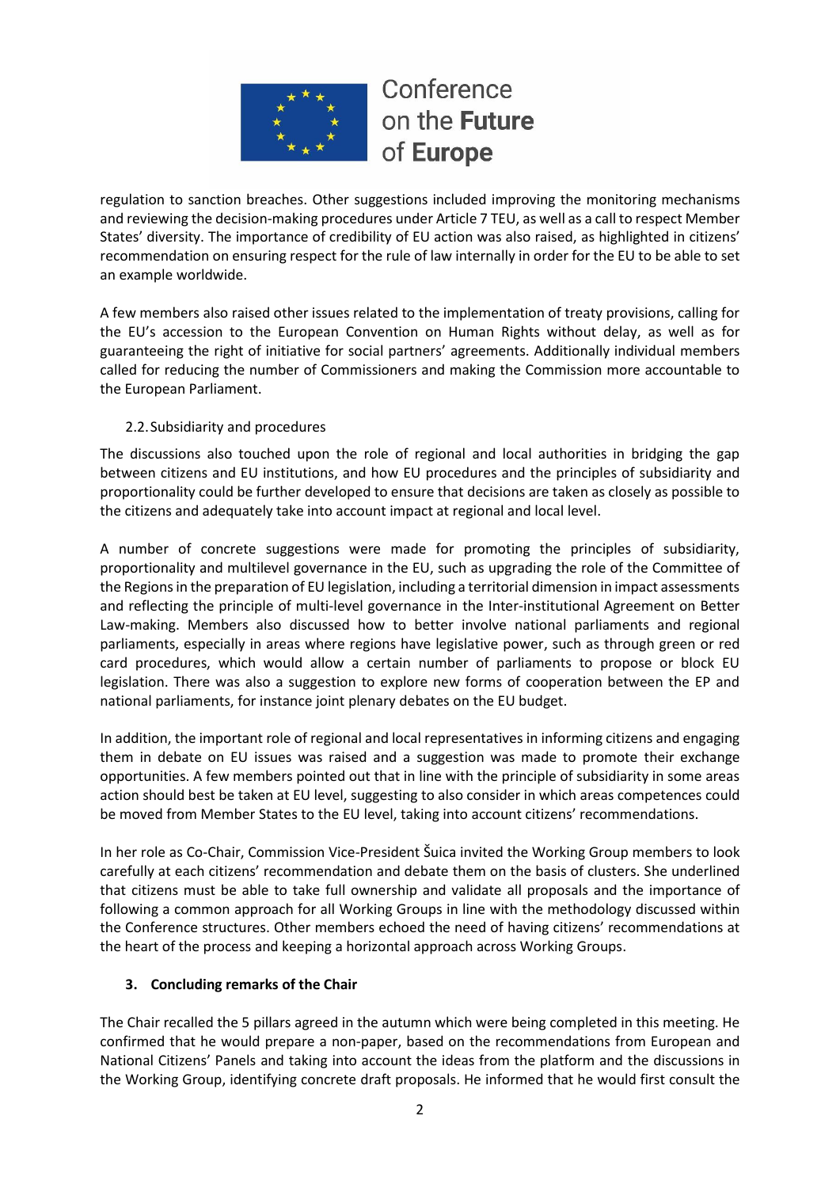regulation to sanction breaches. Other suggestions included improving the monitoring mechanisms and reviewing the decision-making procedures under Article 7 TEU, as well as a call to respect Member States' diversity. The importance of credibility of EU action was also raised, as highlighted in citizens' recommendation on ensuring respect for the rule of law internally in order for the EU to be able to set an example worldwide.

A few members also raised other issues related to the implementation of treaty provisions, calling for the EU's accession to the European Convention on Human Rights without delay, as well as for guaranteeing the right of initiative for social partners' agreements. Additionally individual members called for reducing the number of Commissioners and making the Commission more accountable to the European Parliament.

### 2.2. Subsidiarity and procedures

The discussions also touched upon the role of regional and local authorities in bridging the gap between citizens and EU institutions, and how EU procedures and the principles of subsidiarity and proportionality could be further developed to ensure that decisions are taken as closely as possible to the citizens and adequately take into account impact at regional and local level.

A number of concrete suggestions were made for promoting the principles of subsidiarity, proportionality and multilevel governance in the EU, such as upgrading the role of the Committee of the Regions in the preparation of EU legislation, including a territorial dimension in impact assessments and reflecting the principle of multi-level governance in the Inter-institutional Agreement on Better Law-making. Members also discussed how to better involve national parliaments and regional parliaments, especially in areas where regions have legislative power, such as through green or red card procedures, which would allow a certain number of parliaments to propose or block EU legislation. There was also a suggestion to explore new forms of cooperation between the EP and national parliaments, for instance joint plenary debates on the EU budget.

In addition, the important role of regional and local representatives in informing citizens and engaging them in debate on EU issues was raised and a suggestion was made to promote their exchange opportunities. A few members pointed out that in line with the principle of subsidiarity in some areas action should best be taken at EU level, suggesting to also consider in which areas competences could be moved from Member States to the EU level, taking into account citizens' recommendations.

In her role as Co-Chair, Commission Vice-President Šuica invited the Working Group members to look carefully at each citizens' recommendation and debate them on the basis of clusters. She underlined that citizens must be able to take full ownership and validate all proposals and the importance of following a common approach for all Working Groups in line with the methodology discussed within the Conference structures. Other members echoed the need of having citizens' recommendations at the heart of the process and keeping a horizontal approach across Working Groups.

## 3. Concluding remarks of the Chair

The Chair recalled the 5 pillars agreed in the autumn which were being completed in this meeting. He confirmed that he would prepare a non-paper, based on the recommendations from European and National Citizens' Panels and taking into account the ideas from the platform and the discussions in the Working Group, identifying concrete draft proposals. He informed that he would first consult the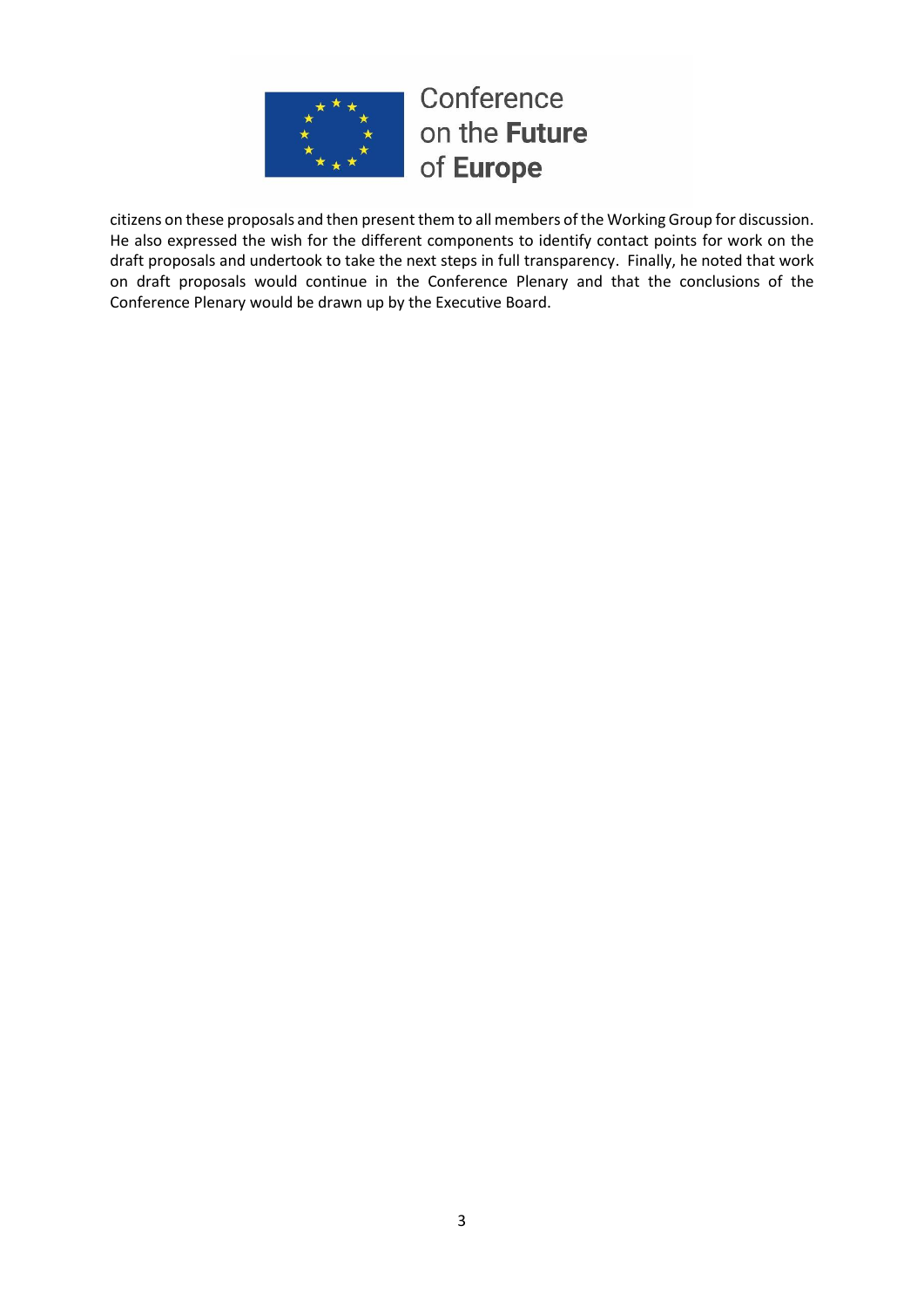citizens on these proposals and then present them to all members of the Working Group for discussion. He also expressed the wish for the different components to identify contact points for work on the draft proposals and undertook to take the next steps in full transparency. Finally, he noted that work on draft proposals would continue in the Conference Plenary and that the conclusions of the Conference Plenary would be drawn up by the Executive Board.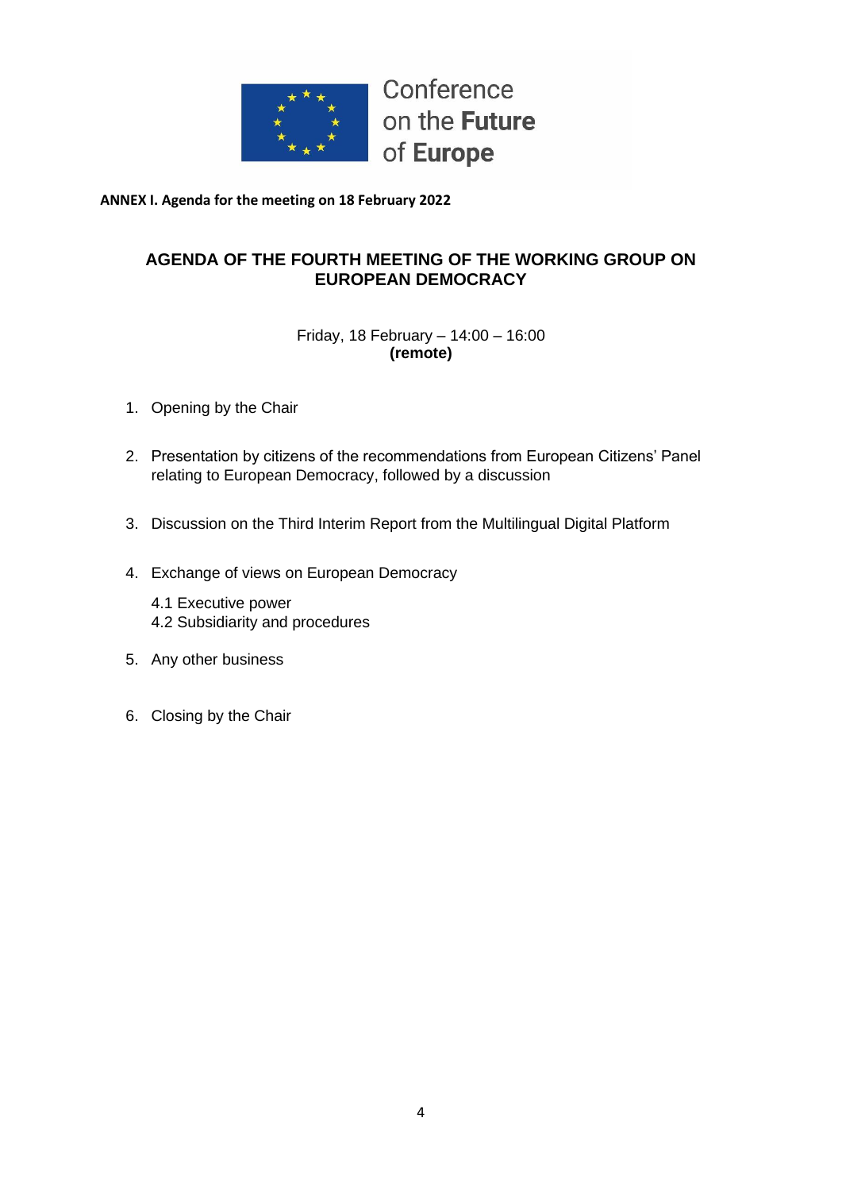Conference on the **Future** of **Europe**

**ANNEX I. Agenda for the meeting on 18 February 2022**

## AGENDA OF THE FOURTH MEETING OF THE WORKING GROUP ON EUROPEAN DEMOCRACY

Friday, 18 February – 14:00 – 16:00
**(remote)**

1. Opening by the Chair

2. Presentation by citizens of the recommendations from European Citizens' Panel relating to European Democracy, followed by a discussion

3. Discussion on the Third Interim Report from the Multilingual Digital Platform

4. Exchange of views on European Democracy

   4.1 Executive power
   4.2 Subsidiarity and procedures

5. Any other business

6. Closing by the Chair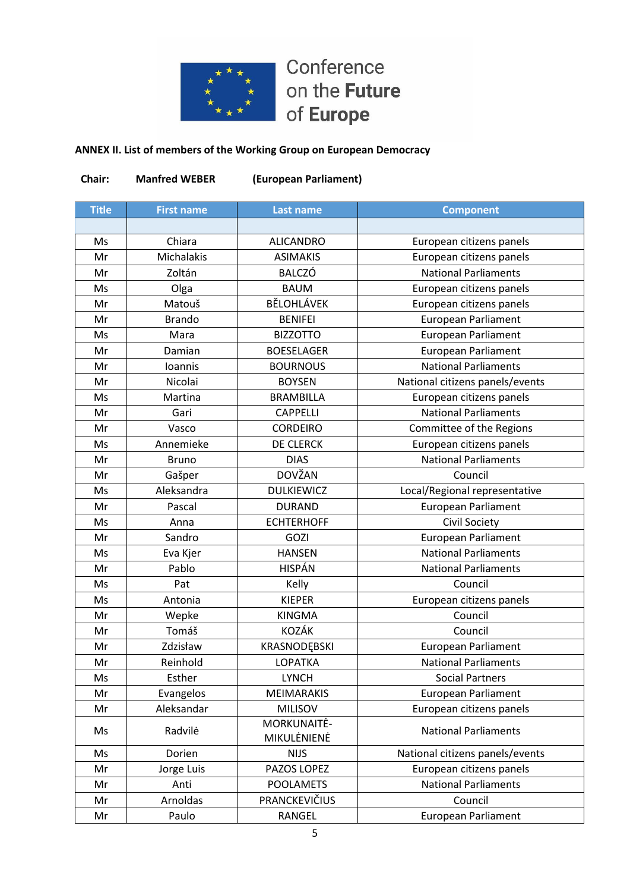Conference on the Future of Europe

**ANNEX II. List of members of the Working Group on European Democracy**

**Chair: Manfred WEBER (European Parliament)**

| Title | First name | Last name | Component |
|---|---|---|---|
| | | | |
| Ms | Chiara | ALICANDRO | European citizens panels |
| Mr | Michalakis | ASIMAKIS | European citizens panels |
| Mr | Zoltán | BALCZÓ | National Parliaments |
| Ms | Olga | BAUM | European citizens panels |
| Mr | Matouš | BĚLOHLÁVEK | European citizens panels |
| Mr | Brando | BENIFEI | European Parliament |
| Ms | Mara | BIZZOTTO | European Parliament |
| Mr | Damian | BOESELAGER | European Parliament |
| Mr | Ioannis | BOURNOUS | National Parliaments |
| Mr | Nicolai | BOYSEN | National citizens panels/events |
| Ms | Martina | BRAMBILLA | European citizens panels |
| Mr | Gari | CAPPELLI | National Parliaments |
| Mr | Vasco | CORDEIRO | Committee of the Regions |
| Ms | Annemieke | DE CLERCK | European citizens panels |
| Mr | Bruno | DIAS | National Parliaments |
| Mr | Gašper | DOVŽAN | Council |
| Ms | Aleksandra | DULKIEWICZ | Local/Regional representative |
| Mr | Pascal | DURAND | European Parliament |
| Ms | Anna | ECHTERHOFF | Civil Society |
| Mr | Sandro | GOZI | European Parliament |
| Ms | Eva Kjer | HANSEN | National Parliaments |
| Mr | Pablo | HISPÁN | National Parliaments |
| Ms | Pat | Kelly | Council |
| Ms | Antonia | KIEPER | European citizens panels |
| Mr | Wepke | KINGMA | Council |
| Mr | Tomáš | KOZÁK | Council |
| Mr | Zdzisław | KRASNODĘBSKI | European Parliament |
| Mr | Reinhold | LOPATKA | National Parliaments |
| Ms | Esther | LYNCH | Social Partners |
| Mr | Evangelos | MEIMARAKIS | European Parliament |
| Mr | Aleksandar | MILISOV | European citizens panels |
| Ms | Radvilė | MORKUNAITĖ-MIKULĖNIENĖ | National Parliaments |
| Ms | Dorien | NIJS | National citizens panels/events |
| Mr | Jorge Luis | PAZOS LOPEZ | European citizens panels |
| Mr | Anti | POOLAMETS | National Parliaments |
| Mr | Arnoldas | PRANCKEVIČIUS | Council |
| Mr | Paulo | RANGEL | European Parliament |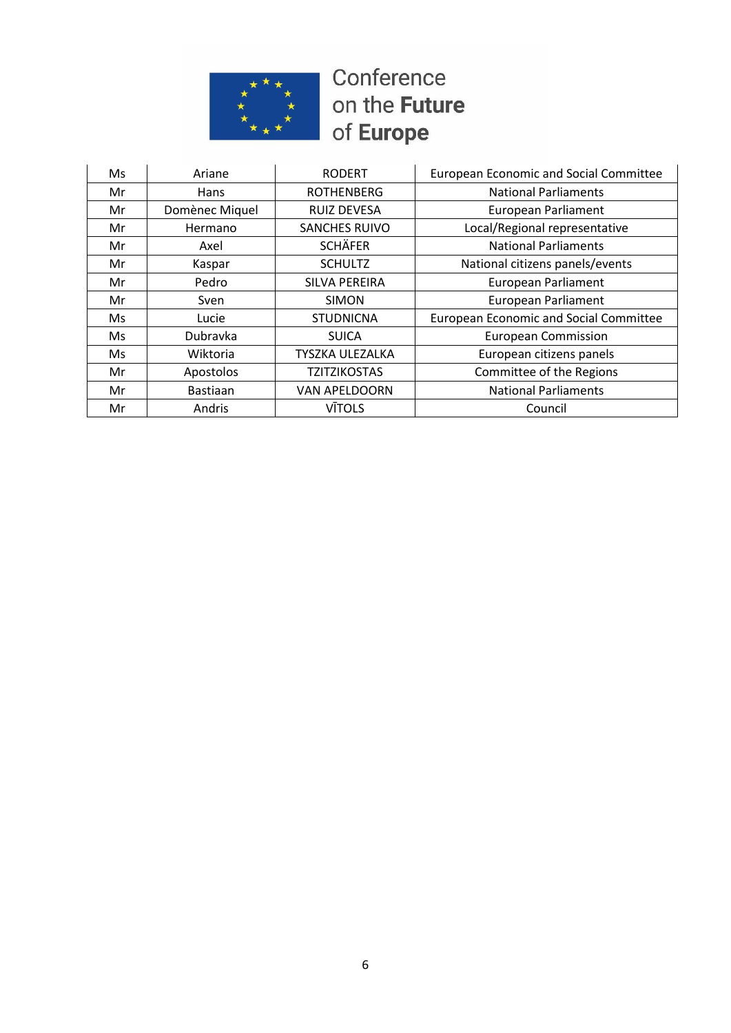| | | | |
|---|---|---|---|
| Ms | Ariane | RODERT | European Economic and Social Committee |
| Mr | Hans | ROTHENBERG | National Parliaments |
| Mr | Domènec Miquel | RUIZ DEVESA | European Parliament |
| Mr | Hermano | SANCHES RUIVO | Local/Regional representative |
| Mr | Axel | SCHÄFER | National Parliaments |
| Mr | Kaspar | SCHULTZ | National citizens panels/events |
| Mr | Pedro | SILVA PEREIRA | European Parliament |
| Mr | Sven | SIMON | European Parliament |
| Ms | Lucie | STUDNICNA | European Economic and Social Committee |
| Ms | Dubravka | SUICA | European Commission |
| Ms | Wiktoria | TYSZKA ULEZALKA | European citizens panels |
| Mr | Apostolos | TZITZIKOSTAS | Committee of the Regions |
| Mr | Bastiaan | VAN APELDOORN | National Parliaments |
| Mr | Andris | VĪTOLS | Council |